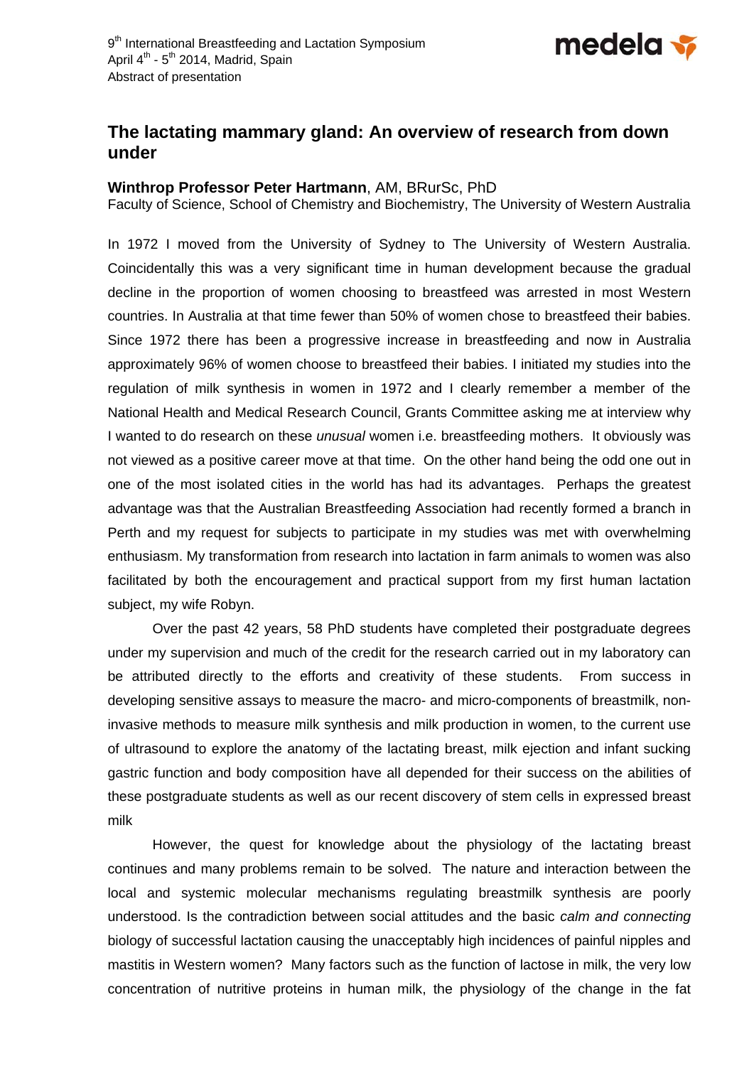9th International Breastfeeding and Lactation Symposium
April 4th - 5th 2014, Madrid, Spain
Abstract of presentation

# The lactating mammary gland: An overview of research from down under

**Winthrop Professor Peter Hartmann**, AM, BRurSc, PhD
Faculty of Science, School of Chemistry and Biochemistry, The University of Western Australia

In 1972 I moved from the University of Sydney to The University of Western Australia. Coincidentally this was a very significant time in human development because the gradual decline in the proportion of women choosing to breastfeed was arrested in most Western countries. In Australia at that time fewer than 50% of women chose to breastfeed their babies. Since 1972 there has been a progressive increase in breastfeeding and now in Australia approximately 96% of women choose to breastfeed their babies. I initiated my studies into the regulation of milk synthesis in women in 1972 and I clearly remember a member of the National Health and Medical Research Council, Grants Committee asking me at interview why I wanted to do research on these *unusual* women i.e. breastfeeding mothers. It obviously was not viewed as a positive career move at that time. On the other hand being the odd one out in one of the most isolated cities in the world has had its advantages. Perhaps the greatest advantage was that the Australian Breastfeeding Association had recently formed a branch in Perth and my request for subjects to participate in my studies was met with overwhelming enthusiasm. My transformation from research into lactation in farm animals to women was also facilitated by both the encouragement and practical support from my first human lactation subject, my wife Robyn.

Over the past 42 years, 58 PhD students have completed their postgraduate degrees under my supervision and much of the credit for the research carried out in my laboratory can be attributed directly to the efforts and creativity of these students. From success in developing sensitive assays to measure the macro- and micro-components of breastmilk, non-invasive methods to measure milk synthesis and milk production in women, to the current use of ultrasound to explore the anatomy of the lactating breast, milk ejection and infant sucking gastric function and body composition have all depended for their success on the abilities of these postgraduate students as well as our recent discovery of stem cells in expressed breast milk

However, the quest for knowledge about the physiology of the lactating breast continues and many problems remain to be solved. The nature and interaction between the local and systemic molecular mechanisms regulating breastmilk synthesis are poorly understood. Is the contradiction between social attitudes and the basic *calm and connecting* biology of successful lactation causing the unacceptably high incidences of painful nipples and mastitis in Western women? Many factors such as the function of lactose in milk, the very low concentration of nutritive proteins in human milk, the physiology of the change in the fat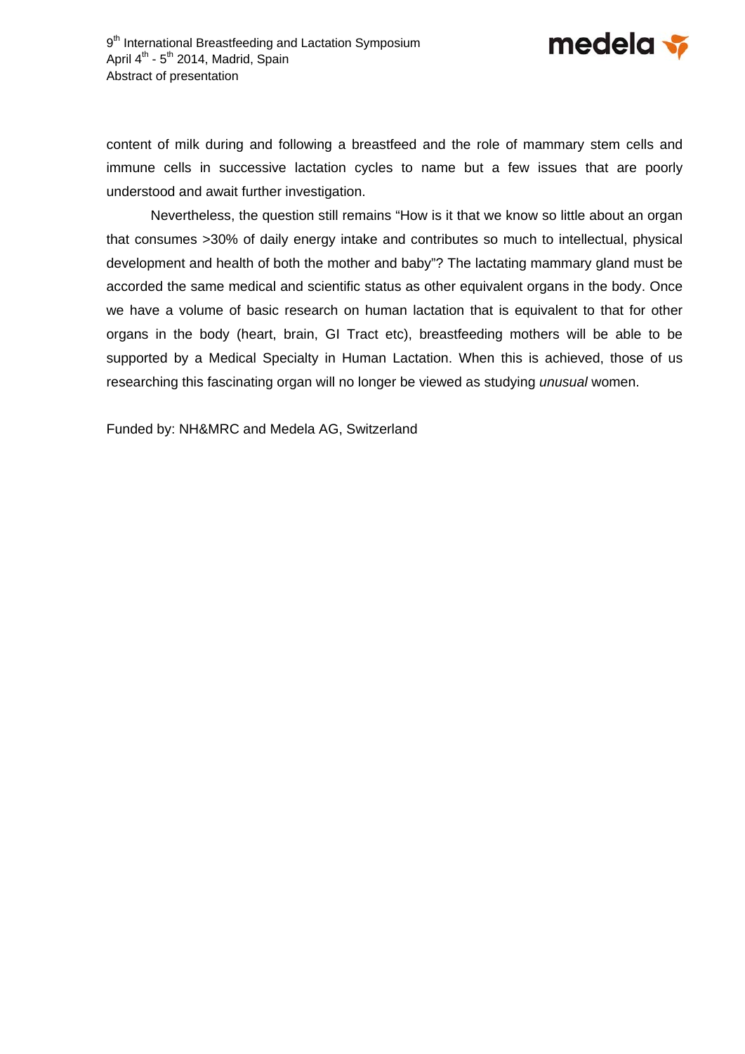content of milk during and following a breastfeed and the role of mammary stem cells and immune cells in successive lactation cycles to name but a few issues that are poorly understood and await further investigation.

Nevertheless, the question still remains "How is it that we know so little about an organ that consumes >30% of daily energy intake and contributes so much to intellectual, physical development and health of both the mother and baby"? The lactating mammary gland must be accorded the same medical and scientific status as other equivalent organs in the body. Once we have a volume of basic research on human lactation that is equivalent to that for other organs in the body (heart, brain, GI Tract etc), breastfeeding mothers will be able to be supported by a Medical Specialty in Human Lactation. When this is achieved, those of us researching this fascinating organ will no longer be viewed as studying *unusual* women.

Funded by: NH&MRC and Medela AG, Switzerland